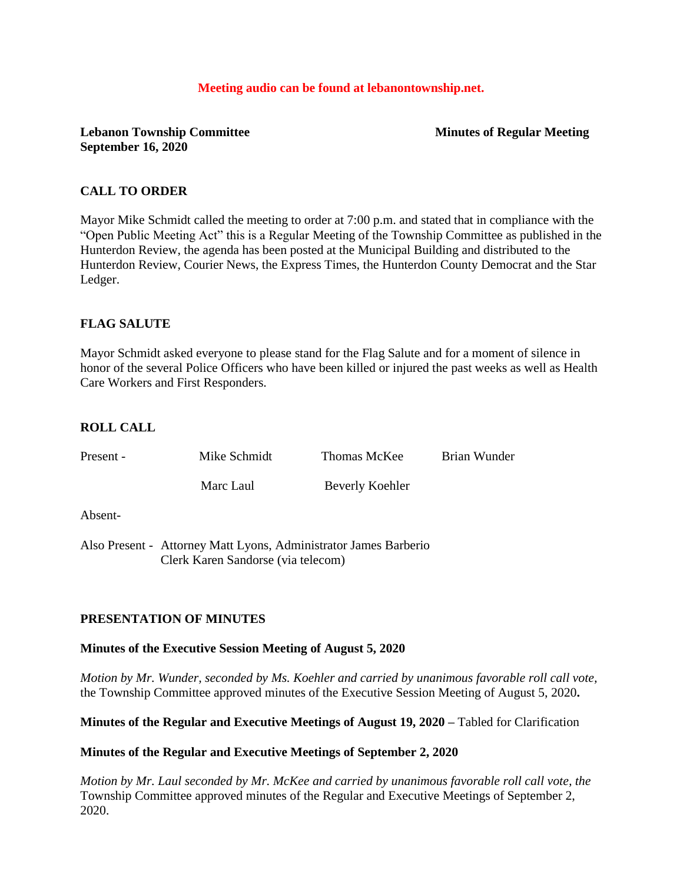**Meeting audio can be found at lebanontownship.net.**

**Lebanon Township Committee** **Minutes of Regular Meeting**
**September 16, 2020**

## CALL TO ORDER

Mayor Mike Schmidt called the meeting to order at 7:00 p.m. and stated that in compliance with the "Open Public Meeting Act" this is a Regular Meeting of the Township Committee as published in the Hunterdon Review, the agenda has been posted at the Municipal Building and distributed to the Hunterdon Review, Courier News, the Express Times, the Hunterdon County Democrat and the Star Ledger.

## FLAG SALUTE

Mayor Schmidt asked everyone to please stand for the Flag Salute and for a moment of silence in honor of the several Police Officers who have been killed or injured the past weeks as well as Health Care Workers and First Responders.

## ROLL CALL

| Present - | Mike Schmidt | Thomas McKee | Brian Wunder |
|---|---|---|---|
| | Marc Laul | Beverly Koehler | |

Absent-

Also Present - Attorney Matt Lyons, Administrator James Barberio
Clerk Karen Sandorse (via telecom)

## PRESENTATION OF MINUTES

**Minutes of the Executive Session Meeting of August 5, 2020**

*Motion by Mr. Wunder, seconded by Ms. Koehler and carried by unanimous favorable roll call vote*, the Township Committee approved minutes of the Executive Session Meeting of August 5, 2020**.**

**Minutes of the Regular and Executive Meetings of August 19, 2020 –** Tabled for Clarification

**Minutes of the Regular and Executive Meetings of September 2, 2020**

*Motion by Mr. Laul seconded by Mr. McKee and carried by unanimous favorable roll call vote, the* Township Committee approved minutes of the Regular and Executive Meetings of September 2, 2020.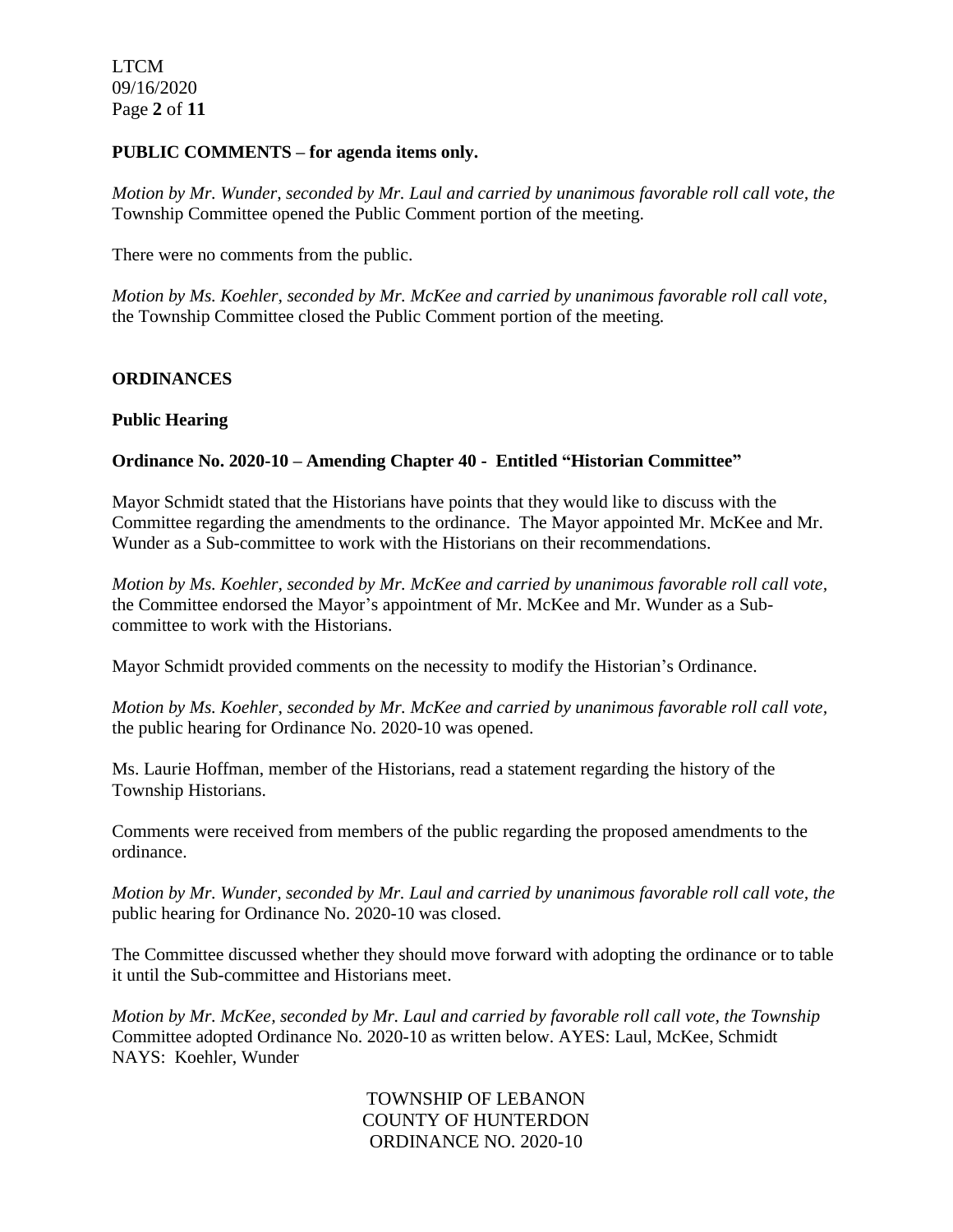**PUBLIC COMMENTS – for agenda items only.**

*Motion by Mr. Wunder, seconded by Mr. Laul and carried by unanimous favorable roll call vote, the* Township Committee opened the Public Comment portion of the meeting.

There were no comments from the public.

*Motion by Ms. Koehler, seconded by Mr. McKee and carried by unanimous favorable roll call vote*, the Township Committee closed the Public Comment portion of the meeting.

**ORDINANCES**

**Public Hearing**

**Ordinance No. 2020-10 – Amending Chapter 40 - Entitled "Historian Committee"**

Mayor Schmidt stated that the Historians have points that they would like to discuss with the Committee regarding the amendments to the ordinance. The Mayor appointed Mr. McKee and Mr. Wunder as a Sub-committee to work with the Historians on their recommendations.

*Motion by Ms. Koehler, seconded by Mr. McKee and carried by unanimous favorable roll call vote,* the Committee endorsed the Mayor's appointment of Mr. McKee and Mr. Wunder as a Sub-committee to work with the Historians.

Mayor Schmidt provided comments on the necessity to modify the Historian's Ordinance.

*Motion by Ms. Koehler, seconded by Mr. McKee and carried by unanimous favorable roll call vote,* the public hearing for Ordinance No. 2020-10 was opened.

Ms. Laurie Hoffman, member of the Historians, read a statement regarding the history of the Township Historians.

Comments were received from members of the public regarding the proposed amendments to the ordinance.

*Motion by Mr. Wunder, seconded by Mr. Laul and carried by unanimous favorable roll call vote, the* public hearing for Ordinance No. 2020-10 was closed.

The Committee discussed whether they should move forward with adopting the ordinance or to table it until the Sub-committee and Historians meet.

*Motion by Mr. McKee, seconded by Mr. Laul and carried by favorable roll call vote, the Township* Committee adopted Ordinance No. 2020-10 as written below. AYES: Laul, McKee, Schmidt NAYS: Koehler, Wunder

TOWNSHIP OF LEBANON
COUNTY OF HUNTERDON
ORDINANCE NO. 2020-10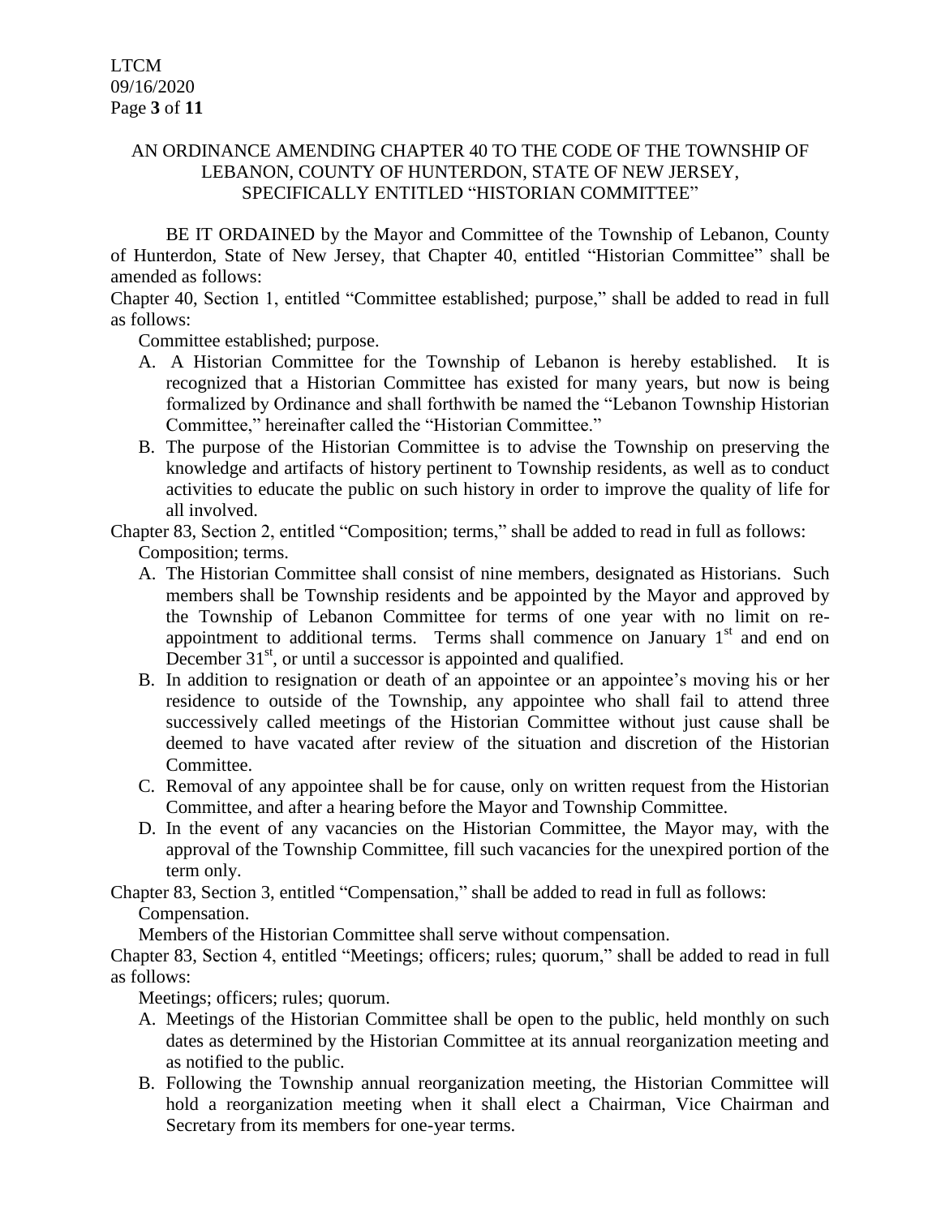AN ORDINANCE AMENDING CHAPTER 40 TO THE CODE OF THE TOWNSHIP OF LEBANON, COUNTY OF HUNTERDON, STATE OF NEW JERSEY, SPECIFICALLY ENTITLED "HISTORIAN COMMITTEE"

BE IT ORDAINED by the Mayor and Committee of the Township of Lebanon, County of Hunterdon, State of New Jersey, that Chapter 40, entitled "Historian Committee" shall be amended as follows:

Chapter 40, Section 1, entitled "Committee established; purpose," shall be added to read in full as follows:

Committee established; purpose.

A. A Historian Committee for the Township of Lebanon is hereby established. It is recognized that a Historian Committee has existed for many years, but now is being formalized by Ordinance and shall forthwith be named the "Lebanon Township Historian Committee," hereinafter called the "Historian Committee."

B. The purpose of the Historian Committee is to advise the Township on preserving the knowledge and artifacts of history pertinent to Township residents, as well as to conduct activities to educate the public on such history in order to improve the quality of life for all involved.

Chapter 83, Section 2, entitled "Composition; terms," shall be added to read in full as follows:

Composition; terms.

A. The Historian Committee shall consist of nine members, designated as Historians. Such members shall be Township residents and be appointed by the Mayor and approved by the Township of Lebanon Committee for terms of one year with no limit on re-appointment to additional terms. Terms shall commence on January 1st and end on December 31st, or until a successor is appointed and qualified.

B. In addition to resignation or death of an appointee or an appointee's moving his or her residence to outside of the Township, any appointee who shall fail to attend three successively called meetings of the Historian Committee without just cause shall be deemed to have vacated after review of the situation and discretion of the Historian Committee.

C. Removal of any appointee shall be for cause, only on written request from the Historian Committee, and after a hearing before the Mayor and Township Committee.

D. In the event of any vacancies on the Historian Committee, the Mayor may, with the approval of the Township Committee, fill such vacancies for the unexpired portion of the term only.

Chapter 83, Section 3, entitled "Compensation," shall be added to read in full as follows:

Compensation.

Members of the Historian Committee shall serve without compensation.

Chapter 83, Section 4, entitled "Meetings; officers; rules; quorum," shall be added to read in full as follows:

Meetings; officers; rules; quorum.

A. Meetings of the Historian Committee shall be open to the public, held monthly on such dates as determined by the Historian Committee at its annual reorganization meeting and as notified to the public.

B. Following the Township annual reorganization meeting, the Historian Committee will hold a reorganization meeting when it shall elect a Chairman, Vice Chairman and Secretary from its members for one-year terms.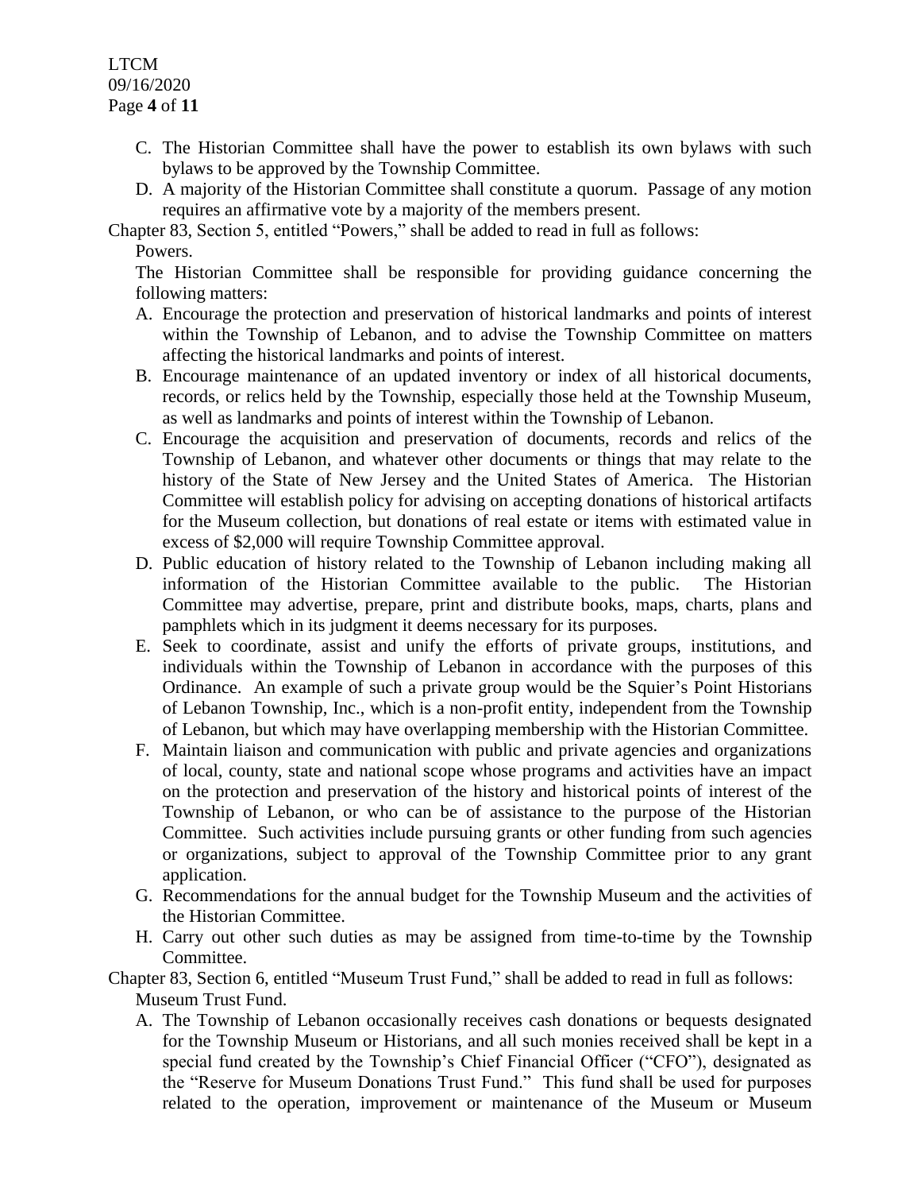C. The Historian Committee shall have the power to establish its own bylaws with such bylaws to be approved by the Township Committee.

D. A majority of the Historian Committee shall constitute a quorum. Passage of any motion requires an affirmative vote by a majority of the members present.

Chapter 83, Section 5, entitled "Powers," shall be added to read in full as follows:

Powers.

The Historian Committee shall be responsible for providing guidance concerning the following matters:

A. Encourage the protection and preservation of historical landmarks and points of interest within the Township of Lebanon, and to advise the Township Committee on matters affecting the historical landmarks and points of interest.

B. Encourage maintenance of an updated inventory or index of all historical documents, records, or relics held by the Township, especially those held at the Township Museum, as well as landmarks and points of interest within the Township of Lebanon.

C. Encourage the acquisition and preservation of documents, records and relics of the Township of Lebanon, and whatever other documents or things that may relate to the history of the State of New Jersey and the United States of America. The Historian Committee will establish policy for advising on accepting donations of historical artifacts for the Museum collection, but donations of real estate or items with estimated value in excess of $2,000 will require Township Committee approval.

D. Public education of history related to the Township of Lebanon including making all information of the Historian Committee available to the public. The Historian Committee may advertise, prepare, print and distribute books, maps, charts, plans and pamphlets which in its judgment it deems necessary for its purposes.

E. Seek to coordinate, assist and unify the efforts of private groups, institutions, and individuals within the Township of Lebanon in accordance with the purposes of this Ordinance. An example of such a private group would be the Squier's Point Historians of Lebanon Township, Inc., which is a non-profit entity, independent from the Township of Lebanon, but which may have overlapping membership with the Historian Committee.

F. Maintain liaison and communication with public and private agencies and organizations of local, county, state and national scope whose programs and activities have an impact on the protection and preservation of the history and historical points of interest of the Township of Lebanon, or who can be of assistance to the purpose of the Historian Committee. Such activities include pursuing grants or other funding from such agencies or organizations, subject to approval of the Township Committee prior to any grant application.

G. Recommendations for the annual budget for the Township Museum and the activities of the Historian Committee.

H. Carry out other such duties as may be assigned from time-to-time by the Township Committee.

Chapter 83, Section 6, entitled "Museum Trust Fund," shall be added to read in full as follows:

Museum Trust Fund.

A. The Township of Lebanon occasionally receives cash donations or bequests designated for the Township Museum or Historians, and all such monies received shall be kept in a special fund created by the Township's Chief Financial Officer ("CFO"), designated as the "Reserve for Museum Donations Trust Fund." This fund shall be used for purposes related to the operation, improvement or maintenance of the Museum or Museum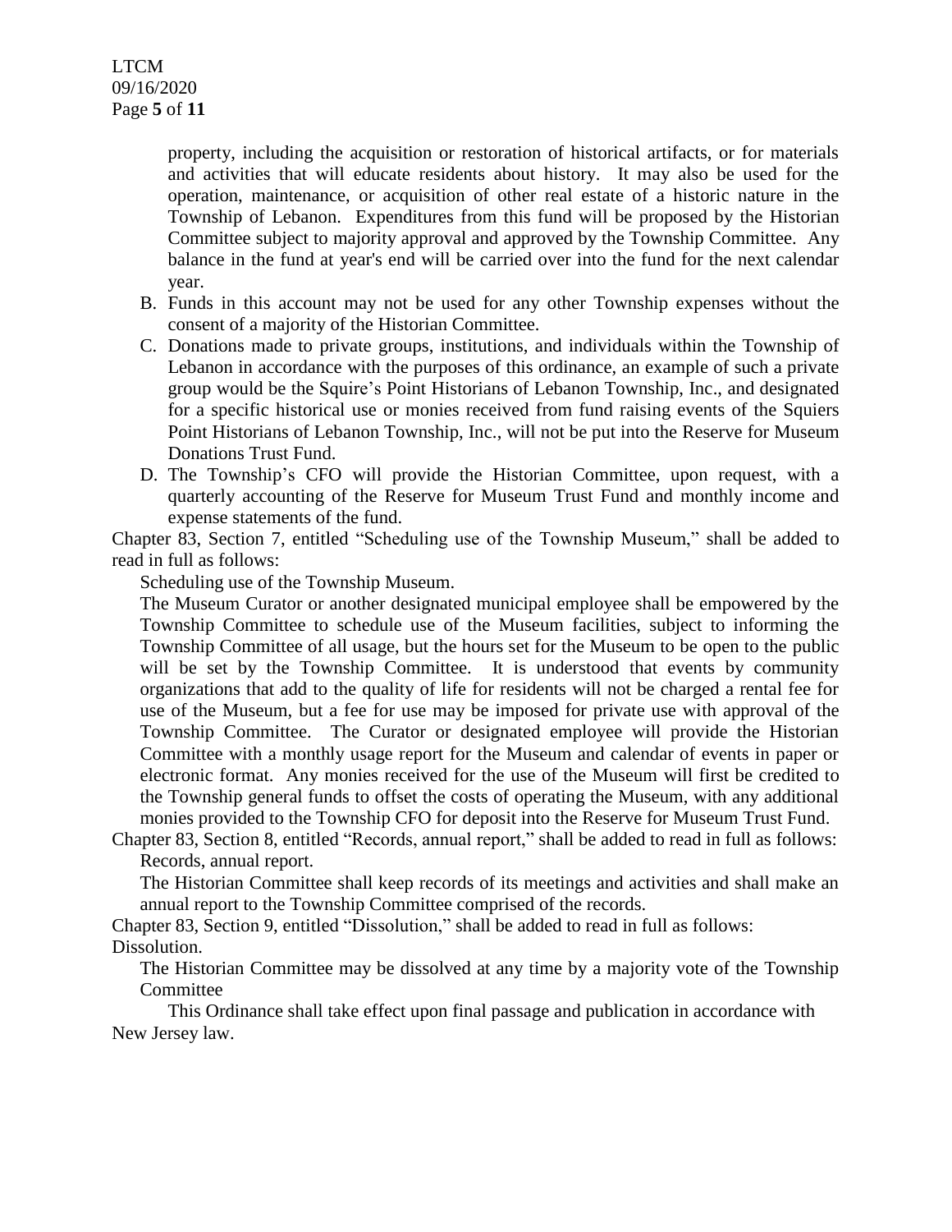property, including the acquisition or restoration of historical artifacts, or for materials and activities that will educate residents about history. It may also be used for the operation, maintenance, or acquisition of other real estate of a historic nature in the Township of Lebanon. Expenditures from this fund will be proposed by the Historian Committee subject to majority approval and approved by the Township Committee. Any balance in the fund at year's end will be carried over into the fund for the next calendar year.

B. Funds in this account may not be used for any other Township expenses without the consent of a majority of the Historian Committee.
C. Donations made to private groups, institutions, and individuals within the Township of Lebanon in accordance with the purposes of this ordinance, an example of such a private group would be the Squire's Point Historians of Lebanon Township, Inc., and designated for a specific historical use or monies received from fund raising events of the Squiers Point Historians of Lebanon Township, Inc., will not be put into the Reserve for Museum Donations Trust Fund.
D. The Township's CFO will provide the Historian Committee, upon request, with a quarterly accounting of the Reserve for Museum Trust Fund and monthly income and expense statements of the fund.

Chapter 83, Section 7, entitled "Scheduling use of the Township Museum," shall be added to read in full as follows:

Scheduling use of the Township Museum.

The Museum Curator or another designated municipal employee shall be empowered by the Township Committee to schedule use of the Museum facilities, subject to informing the Township Committee of all usage, but the hours set for the Museum to be open to the public will be set by the Township Committee. It is understood that events by community organizations that add to the quality of life for residents will not be charged a rental fee for use of the Museum, but a fee for use may be imposed for private use with approval of the Township Committee. The Curator or designated employee will provide the Historian Committee with a monthly usage report for the Museum and calendar of events in paper or electronic format. Any monies received for the use of the Museum will first be credited to the Township general funds to offset the costs of operating the Museum, with any additional monies provided to the Township CFO for deposit into the Reserve for Museum Trust Fund.

Chapter 83, Section 8, entitled "Records, annual report," shall be added to read in full as follows:

Records, annual report.

The Historian Committee shall keep records of its meetings and activities and shall make an annual report to the Township Committee comprised of the records.

Chapter 83, Section 9, entitled "Dissolution," shall be added to read in full as follows:

Dissolution.

The Historian Committee may be dissolved at any time by a majority vote of the Township Committee

This Ordinance shall take effect upon final passage and publication in accordance with New Jersey law.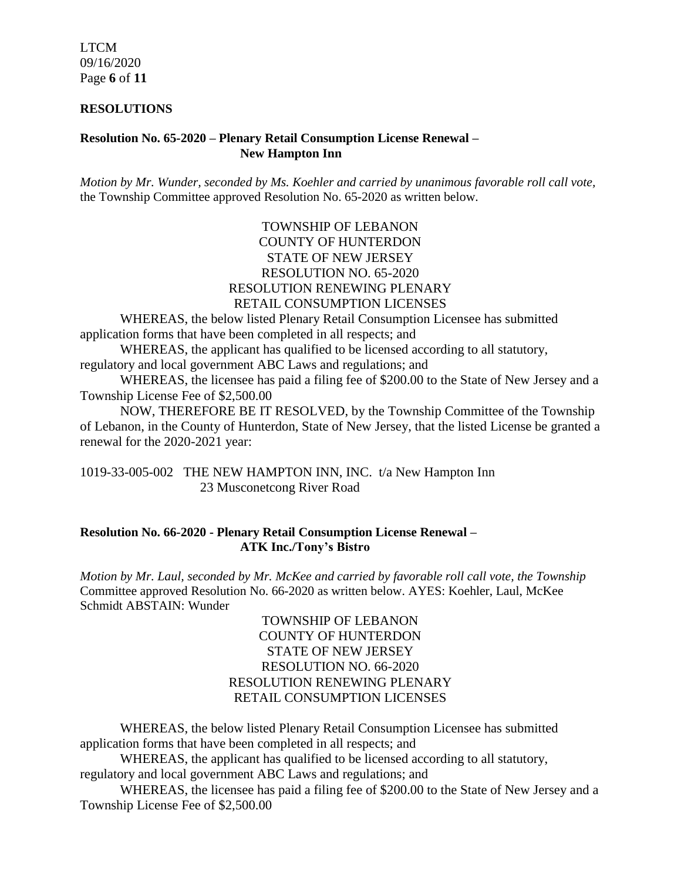## RESOLUTIONS

**Resolution No. 65-2020 – Plenary Retail Consumption License Renewal – New Hampton Inn**

*Motion by Mr. Wunder, seconded by Ms. Koehler and carried by unanimous favorable roll call vote,* the Township Committee approved Resolution No. 65-2020 as written below.

TOWNSHIP OF LEBANON
COUNTY OF HUNTERDON
STATE OF NEW JERSEY
RESOLUTION NO. 65-2020
RESOLUTION RENEWING PLENARY
RETAIL CONSUMPTION LICENSES

WHEREAS, the below listed Plenary Retail Consumption Licensee has submitted application forms that have been completed in all respects; and

WHEREAS, the applicant has qualified to be licensed according to all statutory, regulatory and local government ABC Laws and regulations; and

WHEREAS, the licensee has paid a filing fee of $200.00 to the State of New Jersey and a Township License Fee of $2,500.00

NOW, THEREFORE BE IT RESOLVED, by the Township Committee of the Township of Lebanon, in the County of Hunterdon, State of New Jersey, that the listed License be granted a renewal for the 2020-2021 year:

1019-33-005-002 THE NEW HAMPTON INN, INC. t/a New Hampton Inn
23 Musconetcong River Road

**Resolution No. 66-2020 - Plenary Retail Consumption License Renewal – ATK Inc./Tony's Bistro**

*Motion by Mr. Laul, seconded by Mr. McKee and carried by favorable roll call vote, the Township* Committee approved Resolution No. 66-2020 as written below. AYES: Koehler, Laul, McKee Schmidt ABSTAIN: Wunder

TOWNSHIP OF LEBANON
COUNTY OF HUNTERDON
STATE OF NEW JERSEY
RESOLUTION NO. 66-2020
RESOLUTION RENEWING PLENARY
RETAIL CONSUMPTION LICENSES

WHEREAS, the below listed Plenary Retail Consumption Licensee has submitted application forms that have been completed in all respects; and

WHEREAS, the applicant has qualified to be licensed according to all statutory, regulatory and local government ABC Laws and regulations; and

WHEREAS, the licensee has paid a filing fee of $200.00 to the State of New Jersey and a Township License Fee of $2,500.00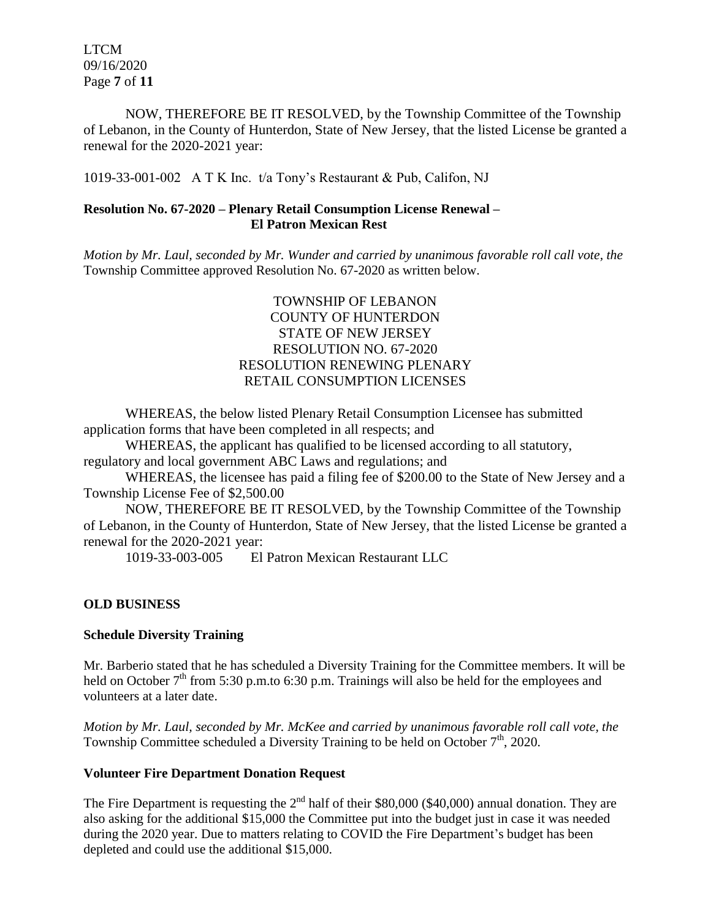NOW, THEREFORE BE IT RESOLVED, by the Township Committee of the Township of Lebanon, in the County of Hunterdon, State of New Jersey, that the listed License be granted a renewal for the 2020-2021 year:

1019-33-001-002 A T K Inc. t/a Tony's Restaurant & Pub, Califon, NJ

**Resolution No. 67-2020 – Plenary Retail Consumption License Renewal – El Patron Mexican Rest**

*Motion by Mr. Laul, seconded by Mr. Wunder and carried by unanimous favorable roll call vote, the* Township Committee approved Resolution No. 67-2020 as written below.

TOWNSHIP OF LEBANON
COUNTY OF HUNTERDON
STATE OF NEW JERSEY
RESOLUTION NO. 67-2020
RESOLUTION RENEWING PLENARY
RETAIL CONSUMPTION LICENSES

WHEREAS, the below listed Plenary Retail Consumption Licensee has submitted application forms that have been completed in all respects; and

WHEREAS, the applicant has qualified to be licensed according to all statutory, regulatory and local government ABC Laws and regulations; and

WHEREAS, the licensee has paid a filing fee of $200.00 to the State of New Jersey and a Township License Fee of $2,500.00

NOW, THEREFORE BE IT RESOLVED, by the Township Committee of the Township of Lebanon, in the County of Hunterdon, State of New Jersey, that the listed License be granted a renewal for the 2020-2021 year:

1019-33-003-005 El Patron Mexican Restaurant LLC

**OLD BUSINESS**

**Schedule Diversity Training**

Mr. Barberio stated that he has scheduled a Diversity Training for the Committee members. It will be held on October 7th from 5:30 p.m.to 6:30 p.m. Trainings will also be held for the employees and volunteers at a later date.

*Motion by Mr. Laul, seconded by Mr. McKee and carried by unanimous favorable roll call vote, the* Township Committee scheduled a Diversity Training to be held on October 7th, 2020.

**Volunteer Fire Department Donation Request**

The Fire Department is requesting the 2nd half of their $80,000 ($40,000) annual donation. They are also asking for the additional $15,000 the Committee put into the budget just in case it was needed during the 2020 year. Due to matters relating to COVID the Fire Department's budget has been depleted and could use the additional $15,000.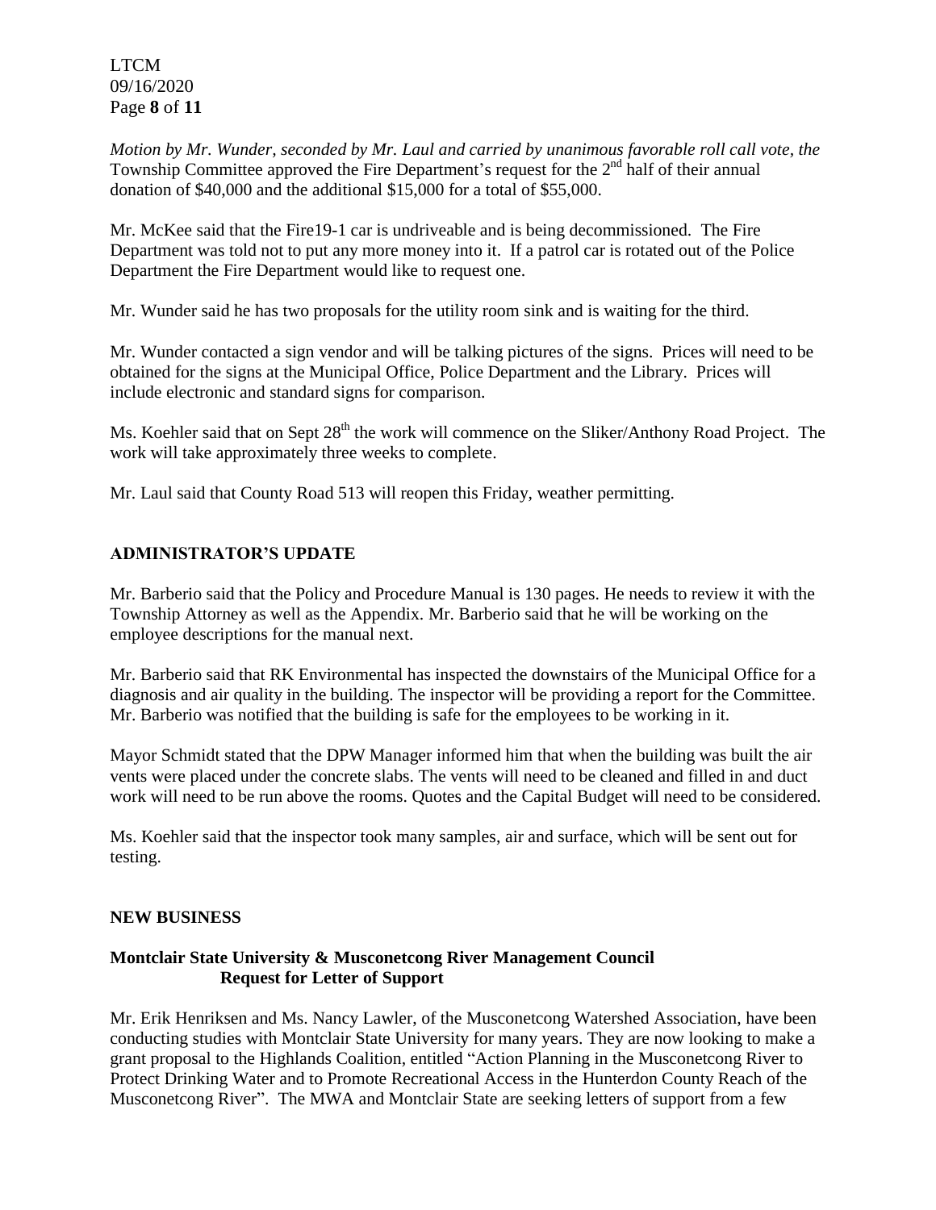*Motion by Mr. Wunder, seconded by Mr. Laul and carried by unanimous favorable roll call vote, the* Township Committee approved the Fire Department's request for the 2nd half of their annual donation of $40,000 and the additional $15,000 for a total of $55,000.

Mr. McKee said that the Fire19-1 car is undriveable and is being decommissioned. The Fire Department was told not to put any more money into it. If a patrol car is rotated out of the Police Department the Fire Department would like to request one.

Mr. Wunder said he has two proposals for the utility room sink and is waiting for the third.

Mr. Wunder contacted a sign vendor and will be talking pictures of the signs. Prices will need to be obtained for the signs at the Municipal Office, Police Department and the Library. Prices will include electronic and standard signs for comparison.

Ms. Koehler said that on Sept 28th the work will commence on the Sliker/Anthony Road Project. The work will take approximately three weeks to complete.

Mr. Laul said that County Road 513 will reopen this Friday, weather permitting.

## ADMINISTRATOR'S UPDATE

Mr. Barberio said that the Policy and Procedure Manual is 130 pages. He needs to review it with the Township Attorney as well as the Appendix. Mr. Barberio said that he will be working on the employee descriptions for the manual next.

Mr. Barberio said that RK Environmental has inspected the downstairs of the Municipal Office for a diagnosis and air quality in the building. The inspector will be providing a report for the Committee. Mr. Barberio was notified that the building is safe for the employees to be working in it.

Mayor Schmidt stated that the DPW Manager informed him that when the building was built the air vents were placed under the concrete slabs. The vents will need to be cleaned and filled in and duct work will need to be run above the rooms. Quotes and the Capital Budget will need to be considered.

Ms. Koehler said that the inspector took many samples, air and surface, which will be sent out for testing.

## NEW BUSINESS

### Montclair State University & Musconetcong River Management Council Request for Letter of Support

Mr. Erik Henriksen and Ms. Nancy Lawler, of the Musconetcong Watershed Association, have been conducting studies with Montclair State University for many years. They are now looking to make a grant proposal to the Highlands Coalition, entitled "Action Planning in the Musconetcong River to Protect Drinking Water and to Promote Recreational Access in the Hunterdon County Reach of the Musconetcong River". The MWA and Montclair State are seeking letters of support from a few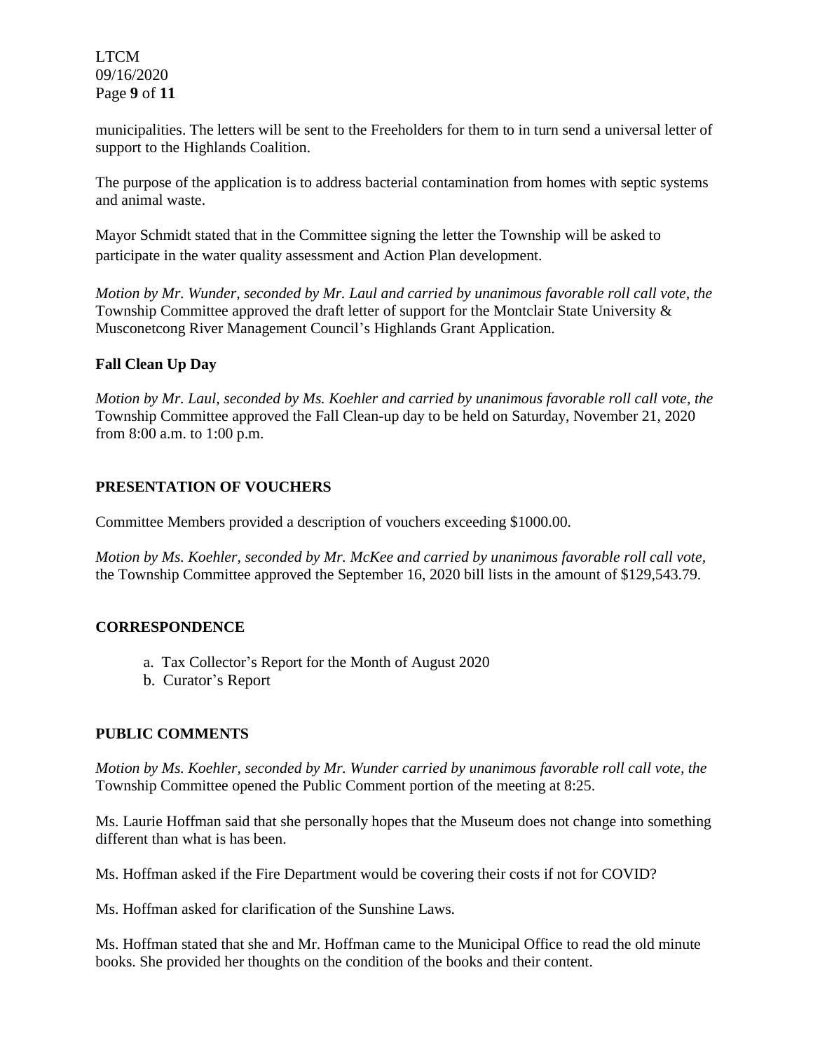municipalities. The letters will be sent to the Freeholders for them to in turn send a universal letter of support to the Highlands Coalition.

The purpose of the application is to address bacterial contamination from homes with septic systems and animal waste.

Mayor Schmidt stated that in the Committee signing the letter the Township will be asked to participate in the water quality assessment and Action Plan development.

*Motion by Mr. Wunder, seconded by Mr. Laul and carried by unanimous favorable roll call vote, the* Township Committee approved the draft letter of support for the Montclair State University & Musconetcong River Management Council's Highlands Grant Application.

**Fall Clean Up Day**

*Motion by Mr. Laul, seconded by Ms. Koehler and carried by unanimous favorable roll call vote, the* Township Committee approved the Fall Clean-up day to be held on Saturday, November 21, 2020 from 8:00 a.m. to 1:00 p.m.

## PRESENTATION OF VOUCHERS

Committee Members provided a description of vouchers exceeding $1000.00.

*Motion by Ms. Koehler, seconded by Mr. McKee and carried by unanimous favorable roll call vote,* the Township Committee approved the September 16, 2020 bill lists in the amount of $129,543.79.

## CORRESPONDENCE

a. Tax Collector's Report for the Month of August 2020
b. Curator's Report

## PUBLIC COMMENTS

*Motion by Ms. Koehler, seconded by Mr. Wunder carried by unanimous favorable roll call vote, the* Township Committee opened the Public Comment portion of the meeting at 8:25.

Ms. Laurie Hoffman said that she personally hopes that the Museum does not change into something different than what is has been.

Ms. Hoffman asked if the Fire Department would be covering their costs if not for COVID?

Ms. Hoffman asked for clarification of the Sunshine Laws.

Ms. Hoffman stated that she and Mr. Hoffman came to the Municipal Office to read the old minute books. She provided her thoughts on the condition of the books and their content.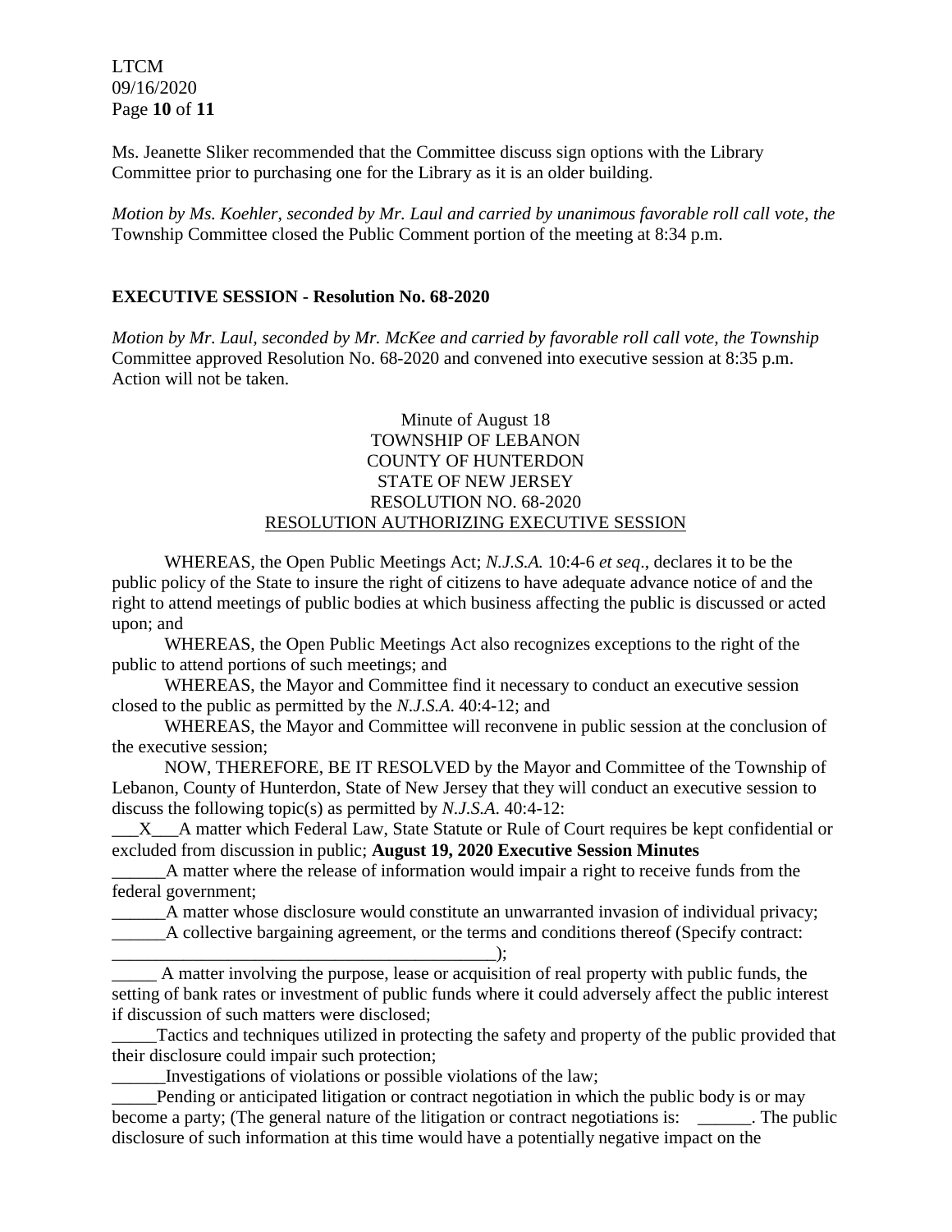Ms. Jeanette Sliker recommended that the Committee discuss sign options with the Library Committee prior to purchasing one for the Library as it is an older building.

*Motion by Ms. Koehler, seconded by Mr. Laul and carried by unanimous favorable roll call vote, the* Township Committee closed the Public Comment portion of the meeting at 8:34 p.m.

**EXECUTIVE SESSION - Resolution No. 68-2020**

*Motion by Mr. Laul, seconded by Mr. McKee and carried by favorable roll call vote, the Township* Committee approved Resolution No. 68-2020 and convened into executive session at 8:35 p.m. Action will not be taken.

Minute of August 18
TOWNSHIP OF LEBANON
COUNTY OF HUNTERDON
STATE OF NEW JERSEY
RESOLUTION NO. 68-2020
RESOLUTION AUTHORIZING EXECUTIVE SESSION

WHEREAS, the Open Public Meetings Act; *N.J.S.A.* 10:4-6 *et seq*., declares it to be the public policy of the State to insure the right of citizens to have adequate advance notice of and the right to attend meetings of public bodies at which business affecting the public is discussed or acted upon; and

WHEREAS, the Open Public Meetings Act also recognizes exceptions to the right of the public to attend portions of such meetings; and

WHEREAS, the Mayor and Committee find it necessary to conduct an executive session closed to the public as permitted by the *N.J.S.A*. 40:4-12; and

WHEREAS, the Mayor and Committee will reconvene in public session at the conclusion of the executive session;

NOW, THEREFORE, BE IT RESOLVED by the Mayor and Committee of the Township of Lebanon, County of Hunterdon, State of New Jersey that they will conduct an executive session to discuss the following topic(s) as permitted by *N.J.S.A*. 40:4-12:

\_\_\_X\_\_\_A matter which Federal Law, State Statute or Rule of Court requires be kept confidential or excluded from discussion in public; **August 19, 2020 Executive Session Minutes**

\_\_\_\_\_\_A matter where the release of information would impair a right to receive funds from the federal government;

\_\_\_\_\_\_A matter whose disclosure would constitute an unwarranted invasion of individual privacy;

\_\_\_\_\_\_A collective bargaining agreement, or the terms and conditions thereof (Specify contract: \_\_\_\_\_\_\_\_\_\_\_\_\_\_\_\_\_\_\_\_\_\_\_\_\_\_\_\_\_\_\_\_\_\_\_\_\_\_\_\_\_\_\_\_);

\_\_\_\_\_ A matter involving the purpose, lease or acquisition of real property with public funds, the setting of bank rates or investment of public funds where it could adversely affect the public interest if discussion of such matters were disclosed;

\_\_\_\_\_Tactics and techniques utilized in protecting the safety and property of the public provided that their disclosure could impair such protection;

\_\_\_\_\_\_Investigations of violations or possible violations of the law;

\_\_\_\_\_Pending or anticipated litigation or contract negotiation in which the public body is or may become a party; (The general nature of the litigation or contract negotiations is: \_\_\_\_\_\_. The public disclosure of such information at this time would have a potentially negative impact on the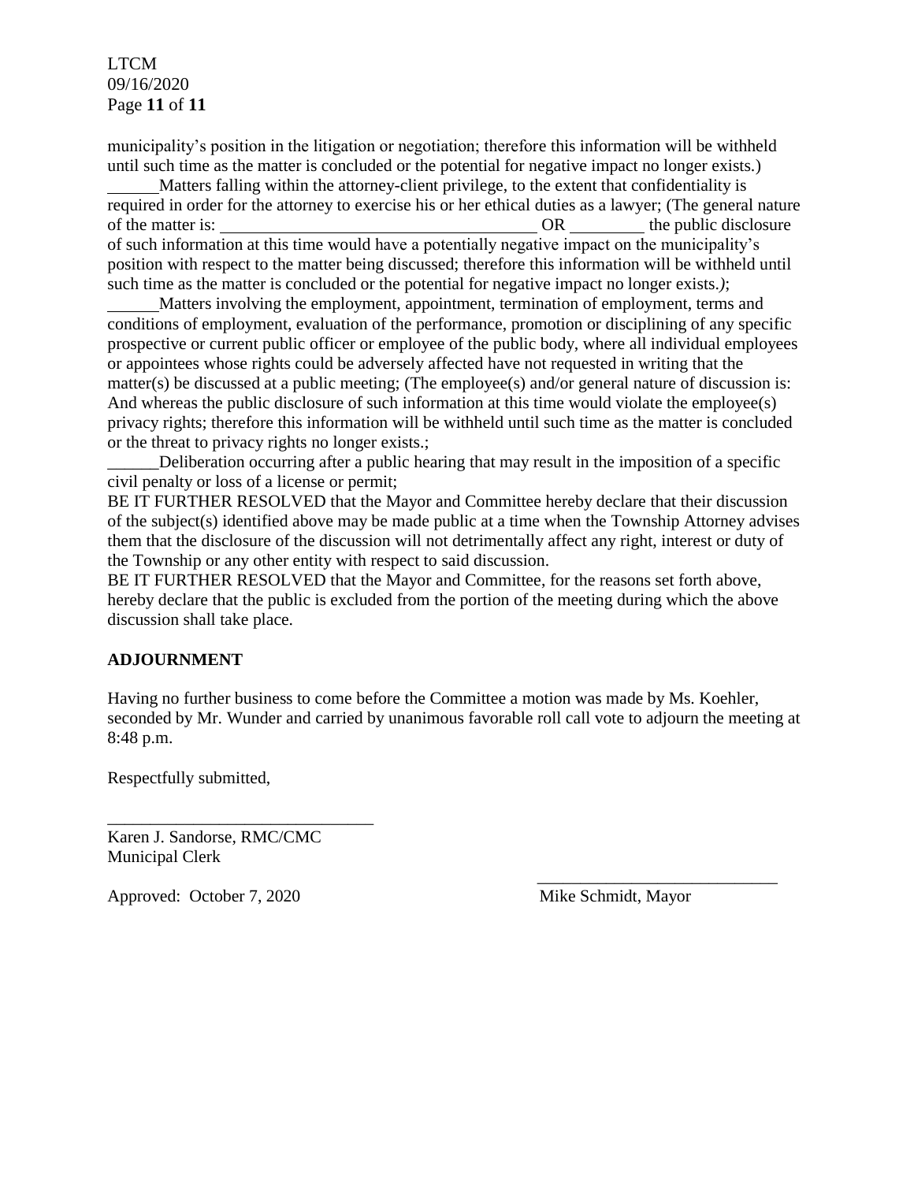municipality's position in the litigation or negotiation; therefore this information will be withheld until such time as the matter is concluded or the potential for negative impact no longer exists.)

______Matters falling within the attorney-client privilege, to the extent that confidentiality is required in order for the attorney to exercise his or her ethical duties as a lawyer; (The general nature of the matter is: ______________________________________ OR ________ the public disclosure of such information at this time would have a potentially negative impact on the municipality's position with respect to the matter being discussed; therefore this information will be withheld until such time as the matter is concluded or the potential for negative impact no longer exists.*)*;

______Matters involving the employment, appointment, termination of employment, terms and conditions of employment, evaluation of the performance, promotion or disciplining of any specific prospective or current public officer or employee of the public body, where all individual employees or appointees whose rights could be adversely affected have not requested in writing that the matter(s) be discussed at a public meeting; (The employee(s) and/or general nature of discussion is: And whereas the public disclosure of such information at this time would violate the employee(s) privacy rights; therefore this information will be withheld until such time as the matter is concluded or the threat to privacy rights no longer exists.;

______Deliberation occurring after a public hearing that may result in the imposition of a specific civil penalty or loss of a license or permit;

BE IT FURTHER RESOLVED that the Mayor and Committee hereby declare that their discussion of the subject(s) identified above may be made public at a time when the Township Attorney advises them that the disclosure of the discussion will not detrimentally affect any right, interest or duty of the Township or any other entity with respect to said discussion.

BE IT FURTHER RESOLVED that the Mayor and Committee, for the reasons set forth above, hereby declare that the public is excluded from the portion of the meeting during which the above discussion shall take place.

**ADJOURNMENT**

Having no further business to come before the Committee a motion was made by Ms. Koehler, seconded by Mr. Wunder and carried by unanimous favorable roll call vote to adjourn the meeting at 8:48 p.m.

Respectfully submitted,

_______________________________
Karen J. Sandorse, RMC/CMC
Municipal Clerk

___________________________
Mike Schmidt, Mayor

Approved: October 7, 2020